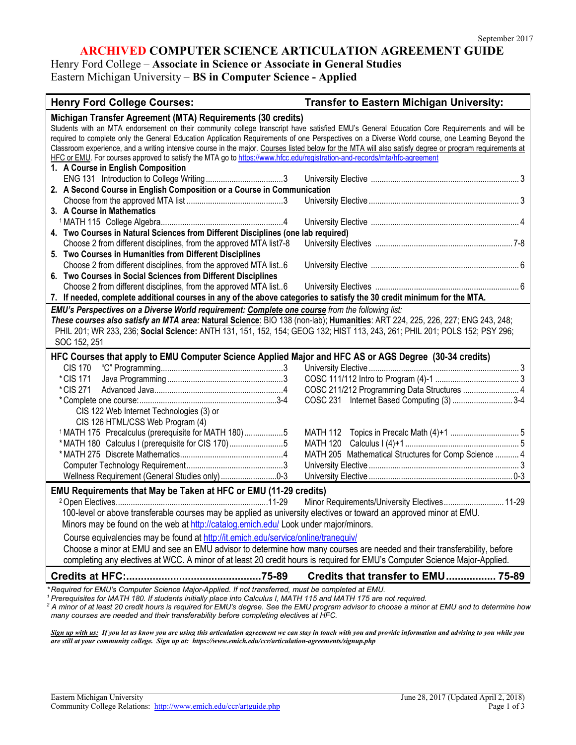September 2017

# ARCHIVED COMPUTER SCIENCE ARTICULATION AGREEMENT GUIDE

Henry Ford College – **Associate in Science or Associate in General Studies**
Eastern Michigan University – **BS in Computer Science - Applied**

| Henry Ford College Courses: | Transfer to Eastern Michigan University: |
|---|---|
| **Michigan Transfer Agreement (MTA) Requirements (30 credits)** | |
| Students with an MTA endorsement on their community college transcript have satisfied EMU's General Education Core Requirements and will be required to complete only the General Education Application Requirements of one Perspectives on a Diverse World course, one Learning Beyond the Classroom experience, and a writing intensive course in the major. Courses listed below for the MTA will also satisfy degree or program requirements at HFC or EMU. For courses approved to satisfy the MTA go to https://www.hfcc.edu/registration-and-records/mta/hfc-agreement | |
| **1. A Course in English Composition** | |
| ENG 131 Introduction to College Writing....3 | University Elective....3 |
| **2. A Second Course in English Composition or a Course in Communication** | |
| Choose from the approved MTA list....3 | University Elective....3 |
| **3. A Course in Mathematics** | |
| [1] MATH 115 College Algebra....4 | University Elective....4 |
| **4. Two Courses in Natural Sciences from Different Disciplines (one lab required)** | |
| Choose 2 from different disciplines, from the approved MTA list....7-8 | University Electives....7-8 |
| **5. Two Courses in Humanities from Different Disciplines** | |
| Choose 2 from different disciplines, from the approved MTA list....6 | University Elective....6 |
| **6. Two Courses in Social Sciences from Different Disciplines** | |
| Choose 2 from different disciplines, from the approved MTA list....6 | University Electives....6 |
| **7. If needed, complete additional courses in any of the above categories to satisfy the 30 credit minimum for the MTA.** | |
| ***EMU's Perspectives on a Diverse World requirement: Complete one course** from the following list:* ***These courses also satisfy an MTA area:* Natural Science**: BIO 138 (non-lab); **Humanities**: ART 224, 225, 226, 227; ENG 243, 248; PHIL 201; WR 233, 236; **Social Science:** ANTH 131, 151, 152, 154; GEOG 132; HIST 113, 243, 261; PHIL 201; POLS 152; PSY 296; SOC 152, 251 | |
| **HFC Courses that apply to EMU Computer Science Applied Major and HFC AS or AGS Degree (30-34 credits)** | |
| CIS 170 "C" Programming....3 | University Elective....3 |
| *CIS 171 Java Programming....3 | COSC 111/112 Intro to Program (4)-1....3 |
| *CIS 271 Advanced Java....4 | COSC 211/212 Programming Data Structures....4 |
| *Complete one course:....3-4<br>CIS 122 Web Internet Technologies (3) or<br>CIS 126 HTML/CSS Web Program (4) | COSC 231 Internet Based Computing (3)....3-4 |
| [1] MATH 175 Precalculus (prerequisite for MATH 180)....5 | MATH 112 Topics in Precalc Math (4)+1....5 |
| *MATH 180 Calculus I (prerequisite for CIS 170)....5 | MATH 120 Calculus I (4)+1....5 |
| *MATH 275 Discrete Mathematics....4 | MATH 205 Mathematical Structures for Comp Science....4 |
| Computer Technology Requirement....3 | University Elective....3 |
| Wellness Requirement (General Studies only)....0-3 | University Elective....0-3 |
| **EMU Requirements that May be Taken at HFC or EMU (11-29 credits)** | |
| [2] Open Electives....11-29 | Minor Requirements/University Electives....11-29 |
| 100-level or above transferable courses may be applied as university electives or toward an approved minor at EMU. Minors may be found on the web at http://catalog.emich.edu/ Look under major/minors. Course equivalencies may be found at http://it.emich.edu/service/online/tranequiv/ Choose a minor at EMU and see an EMU advisor to determine how many courses are needed and their transferability, before completing any electives at WCC. A minor of at least 20 credit hours is required for EMU's Computer Science Major-Applied. | |
| **Credits at HFC:....75-89** | **Credits that transfer to EMU....75-89** |

*\*Required for EMU's Computer Science Major-Applied. If not transferred, must be completed at EMU.*
*[1] Prerequisites for MATH 180. If students initially place into Calculus I, MATH 115 and MATH 175 are not required.*
*[2] A minor of at least 20 credit hours is required for EMU's degree. See the EMU program advisor to choose a minor at EMU and to determine how many courses are needed and their transferability before completing electives at HFC.*

***Sign up with us:** If you let us know you are using this articulation agreement we can stay in touch with you and provide information and advising to you while you are still at your community college. Sign up at: https://www.emich.edu/ccr/articulation-agreements/signup.php*

Eastern Michigan University
Community College Relations: http://www.emich.edu/ccr/artguide.php

June 28, 2017 (Updated April 2, 2018)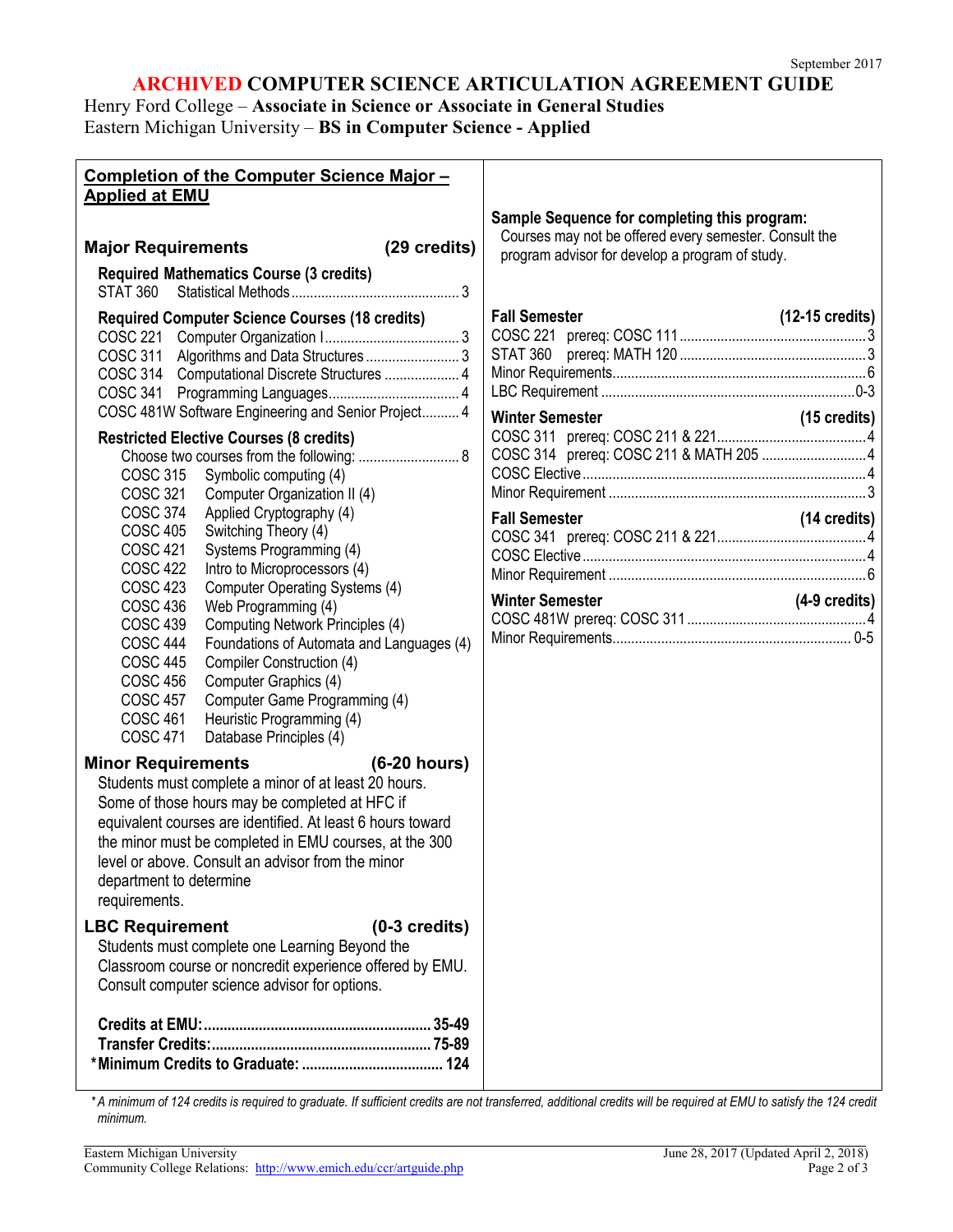# ARCHIVED COMPUTER SCIENCE ARTICULATION AGREEMENT GUIDE

Henry Ford College – **Associate in Science or Associate in General Studies**
Eastern Michigan University – **BS in Computer Science - Applied**

## Completion of the Computer Science Major – Applied at EMU

### Major Requirements (29 credits)

**Required Mathematics Course (3 credits)**

| | | |
|---|---|---|
| STAT 360 | Statistical Methods | 3 |

**Required Computer Science Courses (18 credits)**

| | | |
|---|---|---|
| COSC 221 | Computer Organization I | 3 |
| COSC 311 | Algorithms and Data Structures | 3 |
| COSC 314 | Computational Discrete Structures | 4 |
| COSC 341 | Programming Languages | 4 |
| COSC 481W | Software Engineering and Senior Project | 4 |

**Restricted Elective Courses (8 credits)**

Choose two courses from the following: ........ 8

- COSC 315 Symbolic computing (4)
- COSC 321 Computer Organization II (4)
- COSC 374 Applied Cryptography (4)
- COSC 405 Switching Theory (4)
- COSC 421 Systems Programming (4)
- COSC 422 Intro to Microprocessors (4)
- COSC 423 Computer Operating Systems (4)
- COSC 436 Web Programming (4)
- COSC 439 Computing Network Principles (4)
- COSC 444 Foundations of Automata and Languages (4)
- COSC 445 Compiler Construction (4)
- COSC 456 Computer Graphics (4)
- COSC 457 Computer Game Programming (4)
- COSC 461 Heuristic Programming (4)
- COSC 471 Database Principles (4)

### Minor Requirements (6-20 hours)

Students must complete a minor of at least 20 hours. Some of those hours may be completed at HFC if equivalent courses are identified. At least 6 hours toward the minor must be completed in EMU courses, at the 300 level or above. Consult an advisor from the minor department to determine requirements.

### LBC Requirement (0-3 credits)

Students must complete one Learning Beyond the Classroom course or noncredit experience offered by EMU. Consult computer science advisor for options.

**Credits at EMU:** ........ **35-49**
**Transfer Credits:** ........ **75-89**
**\*Minimum Credits to Graduate:** ........ **124**

## Sample Sequence for completing this program:

Courses may not be offered every semester. Consult the program advisor for develop a program of study.

**Fall Semester (12-15 credits)**

| | | |
|---|---|---|
| COSC 221 | prereq: COSC 111 | 3 |
| STAT 360 | prereq: MATH 120 | 3 |
| Minor Requirements | | 6 |
| LBC Requirement | | 0-3 |

**Winter Semester (15 credits)**

| | | |
|---|---|---|
| COSC 311 | prereq: COSC 211 & 221 | 4 |
| COSC 314 | prereq: COSC 211 & MATH 205 | 4 |
| COSC Elective | | 4 |
| Minor Requirement | | 3 |

**Fall Semester (14 credits)**

| | | |
|---|---|---|
| COSC 341 | prereq: COSC 211 & 221 | 4 |
| COSC Elective | | 4 |
| Minor Requirement | | 6 |

**Winter Semester (4-9 credits)**

| | | |
|---|---|---|
| COSC 481W | prereq: COSC 311 | 4 |
| Minor Requirements | | 0-5 |

*\*A minimum of 124 credits is required to graduate. If sufficient credits are not transferred, additional credits will be required at EMU to satisfy the 124 credit minimum.*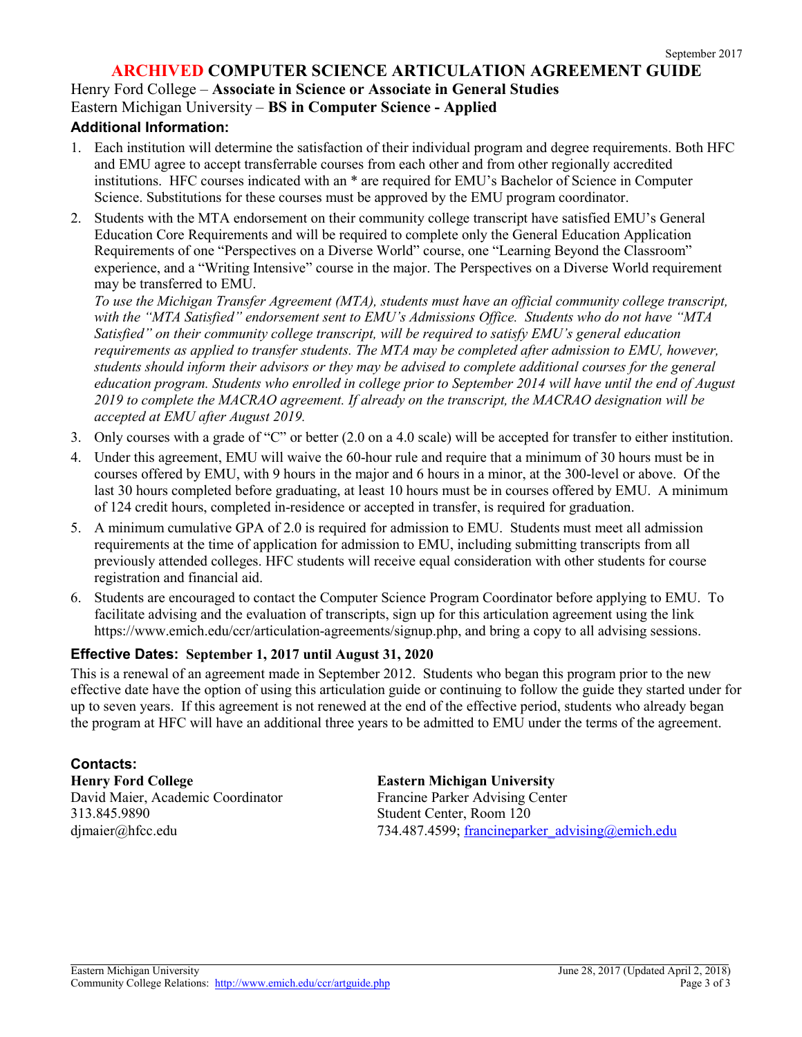September 2017

# ARCHIVED COMPUTER SCIENCE ARTICULATION AGREEMENT GUIDE

Henry Ford College – **Associate in Science or Associate in General Studies**
Eastern Michigan University – **BS in Computer Science - Applied**

### Additional Information:

1. Each institution will determine the satisfaction of their individual program and degree requirements. Both HFC and EMU agree to accept transferrable courses from each other and from other regionally accredited institutions. HFC courses indicated with an * are required for EMU's Bachelor of Science in Computer Science. Substitutions for these courses must be approved by the EMU program coordinator.
2. Students with the MTA endorsement on their community college transcript have satisfied EMU's General Education Core Requirements and will be required to complete only the General Education Application Requirements of one "Perspectives on a Diverse World" course, one "Learning Beyond the Classroom" experience, and a "Writing Intensive" course in the major. The Perspectives on a Diverse World requirement may be transferred to EMU.
   *To use the Michigan Transfer Agreement (MTA), students must have an official community college transcript, with the "MTA Satisfied" endorsement sent to EMU's Admissions Office. Students who do not have "MTA Satisfied" on their community college transcript, will be required to satisfy EMU's general education requirements as applied to transfer students. The MTA may be completed after admission to EMU, however, students should inform their advisors or they may be advised to complete additional courses for the general education program. Students who enrolled in college prior to September 2014 will have until the end of August 2019 to complete the MACRAO agreement. If already on the transcript, the MACRAO designation will be accepted at EMU after August 2019.*
3. Only courses with a grade of "C" or better (2.0 on a 4.0 scale) will be accepted for transfer to either institution.
4. Under this agreement, EMU will waive the 60-hour rule and require that a minimum of 30 hours must be in courses offered by EMU, with 9 hours in the major and 6 hours in a minor, at the 300-level or above. Of the last 30 hours completed before graduating, at least 10 hours must be in courses offered by EMU. A minimum of 124 credit hours, completed in-residence or accepted in transfer, is required for graduation.
5. A minimum cumulative GPA of 2.0 is required for admission to EMU. Students must meet all admission requirements at the time of application for admission to EMU, including submitting transcripts from all previously attended colleges. HFC students will receive equal consideration with other students for course registration and financial aid.
6. Students are encouraged to contact the Computer Science Program Coordinator before applying to EMU. To facilitate advising and the evaluation of transcripts, sign up for this articulation agreement using the link https://www.emich.edu/ccr/articulation-agreements/signup.php, and bring a copy to all advising sessions.

### Effective Dates: September 1, 2017 until August 31, 2020

This is a renewal of an agreement made in September 2012. Students who began this program prior to the new effective date have the option of using this articulation guide or continuing to follow the guide they started under for up to seven years. If this agreement is not renewed at the end of the effective period, students who already began the program at HFC will have an additional three years to be admitted to EMU under the terms of the agreement.

### Contacts:

**Henry Ford College**
David Maier, Academic Coordinator
313.845.9890
djmaier@hfcc.edu

**Eastern Michigan University**
Francine Parker Advising Center
Student Center, Room 120
734.487.4599; francineparker_advising@emich.edu

Eastern Michigan University
Community College Relations: http://www.emich.edu/ccr/artguide.php

June 28, 2017 (Updated April 2, 2018)